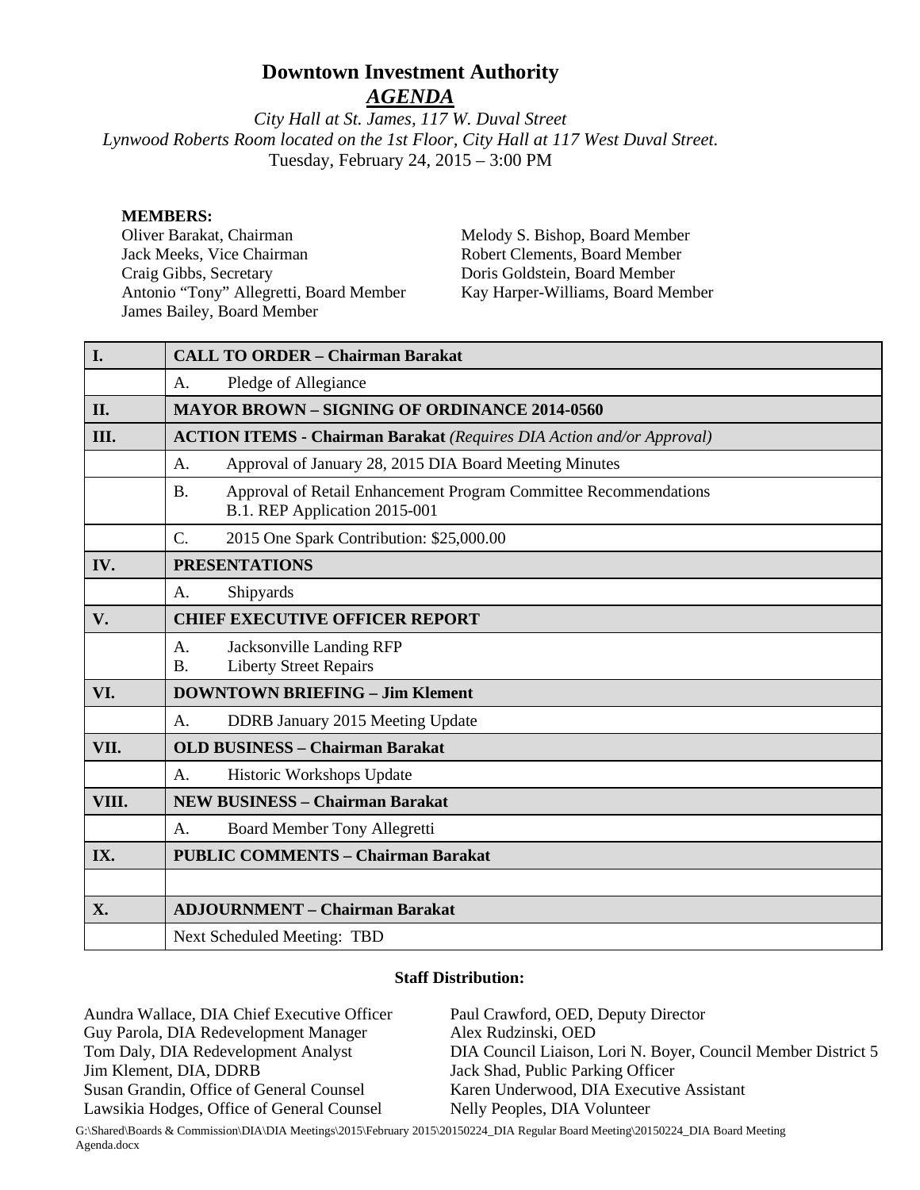# Downtown Investment Authority

## *AGENDA*

*City Hall at St. James, 117 W. Duval Street*
*Lynwood Roberts Room located on the 1st Floor, City Hall at 117 West Duval Street.*
Tuesday, February 24, 2015 – 3:00 PM

**MEMBERS:**

Oliver Barakat, Chairman
Jack Meeks, Vice Chairman
Craig Gibbs, Secretary
Antonio "Tony" Allegretti, Board Member
James Bailey, Board Member
Melody S. Bishop, Board Member
Robert Clements, Board Member
Doris Goldstein, Board Member
Kay Harper-Williams, Board Member

| | |
|---|---|
| **I.** | **CALL TO ORDER – Chairman Barakat** |
| | A. Pledge of Allegiance |
| **II.** | **MAYOR BROWN – SIGNING OF ORDINANCE 2014-0560** |
| **III.** | **ACTION ITEMS - Chairman Barakat** *(Requires DIA Action and/or Approval)* |
| | A. Approval of January 28, 2015 DIA Board Meeting Minutes |
| | B. Approval of Retail Enhancement Program Committee Recommendations<br>B.1. REP Application 2015-001 |
| | C. 2015 One Spark Contribution: $25,000.00 |
| **IV.** | **PRESENTATIONS** |
| | A. Shipyards |
| **V.** | **CHIEF EXECUTIVE OFFICER REPORT** |
| | A. Jacksonville Landing RFP<br>B. Liberty Street Repairs |
| **VI.** | **DOWNTOWN BRIEFING – Jim Klement** |
| | A. DDRB January 2015 Meeting Update |
| **VII.** | **OLD BUSINESS – Chairman Barakat** |
| | A. Historic Workshops Update |
| **VIII.** | **NEW BUSINESS – Chairman Barakat** |
| | A. Board Member Tony Allegretti |
| **IX.** | **PUBLIC COMMENTS – Chairman Barakat** |
| | |
| **X.** | **ADJOURNMENT – Chairman Barakat** |
| | Next Scheduled Meeting: TBD |

**Staff Distribution:**

Aundra Wallace, DIA Chief Executive Officer
Guy Parola, DIA Redevelopment Manager
Tom Daly, DIA Redevelopment Analyst
Jim Klement, DIA, DDRB
Susan Grandin, Office of General Counsel
Lawsikia Hodges, Office of General Counsel
Paul Crawford, OED, Deputy Director
Alex Rudzinski, OED
DIA Council Liaison, Lori N. Boyer, Council Member District 5
Jack Shad, Public Parking Officer
Karen Underwood, DIA Executive Assistant
Nelly Peoples, DIA Volunteer

G:\Shared\Boards & Commission\DIA\DIA Meetings\2015\February 2015\20150224_DIA Regular Board Meeting\20150224_DIA Board Meeting Agenda.docx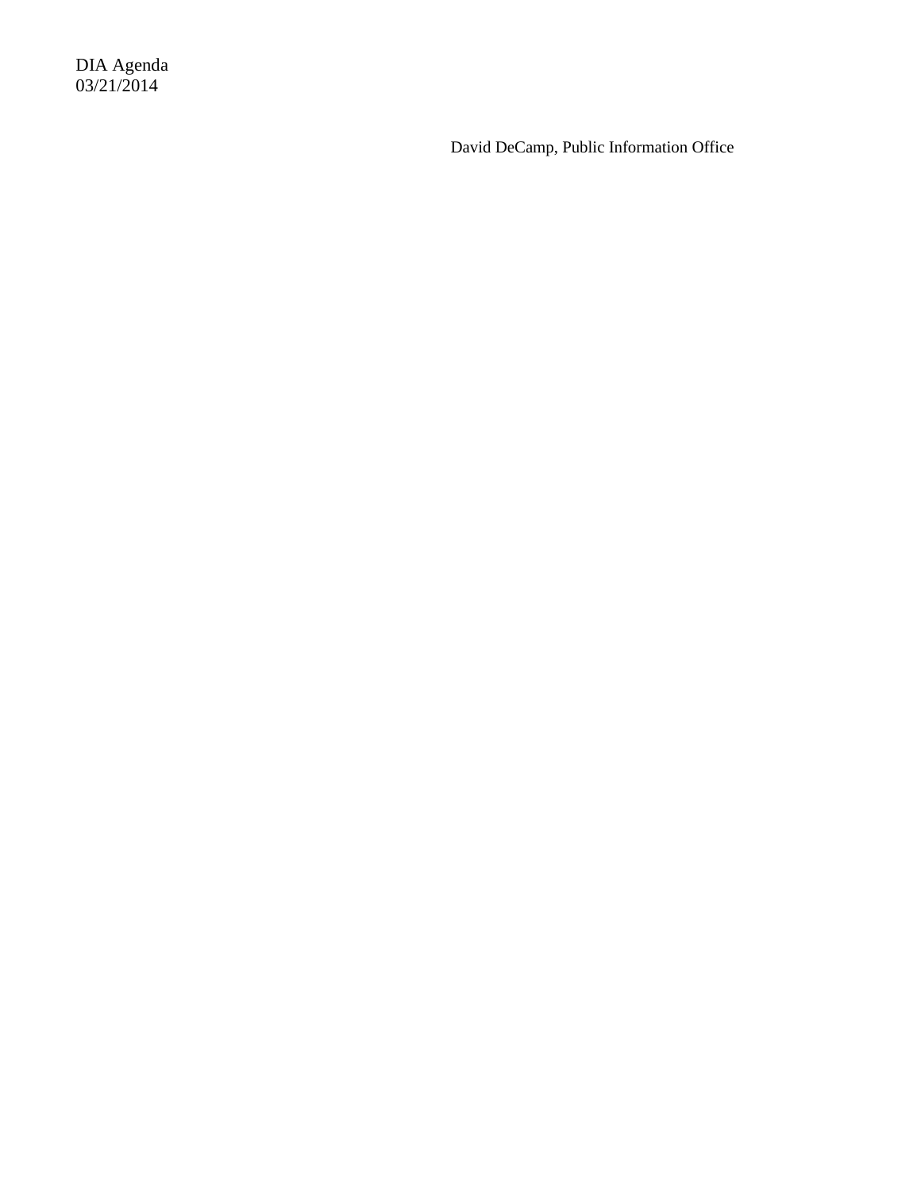David DeCamp, Public Information Office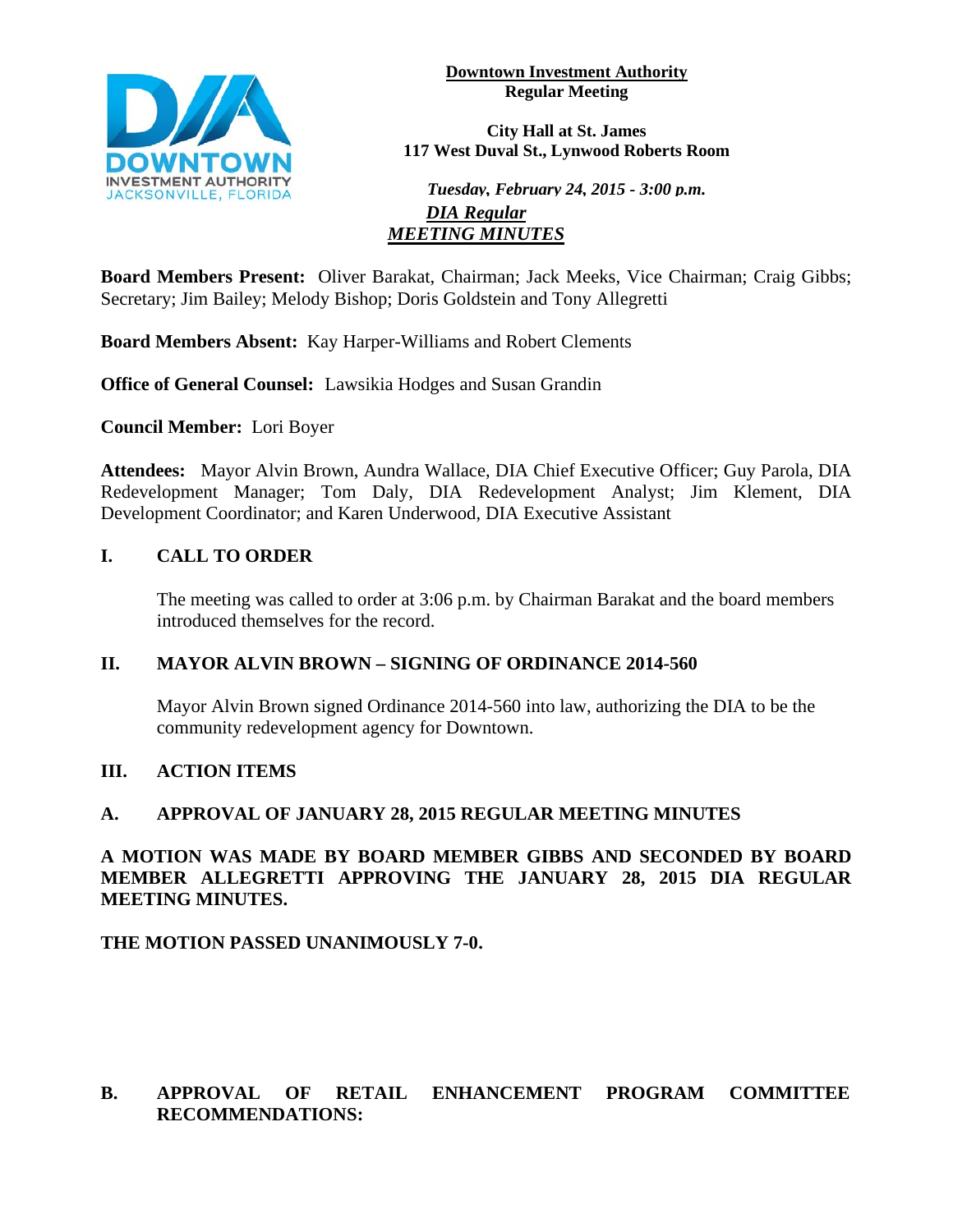**Downtown Investment Authority**
**Regular Meeting**

**City Hall at St. James**
**117 West Duval St., Lynwood Roberts Room**

***Tuesday, February 24, 2015 - 3:00 p.m.***

***DIA Regular***
***MEETING MINUTES***

**Board Members Present:** Oliver Barakat, Chairman; Jack Meeks, Vice Chairman; Craig Gibbs; Secretary; Jim Bailey; Melody Bishop; Doris Goldstein and Tony Allegretti

**Board Members Absent:** Kay Harper-Williams and Robert Clements

**Office of General Counsel:** Lawsikia Hodges and Susan Grandin

**Council Member:** Lori Boyer

**Attendees:** Mayor Alvin Brown, Aundra Wallace, DIA Chief Executive Officer; Guy Parola, DIA Redevelopment Manager; Tom Daly, DIA Redevelopment Analyst; Jim Klement, DIA Development Coordinator; and Karen Underwood, DIA Executive Assistant

## I. CALL TO ORDER

The meeting was called to order at 3:06 p.m. by Chairman Barakat and the board members introduced themselves for the record.

## II. MAYOR ALVIN BROWN – SIGNING OF ORDINANCE 2014-560

Mayor Alvin Brown signed Ordinance 2014-560 into law, authorizing the DIA to be the community redevelopment agency for Downtown.

## III. ACTION ITEMS

### A. APPROVAL OF JANUARY 28, 2015 REGULAR MEETING MINUTES

**A MOTION WAS MADE BY BOARD MEMBER GIBBS AND SECONDED BY BOARD MEMBER ALLEGRETTI APPROVING THE JANUARY 28, 2015 DIA REGULAR MEETING MINUTES.**

**THE MOTION PASSED UNANIMOUSLY 7-0.**

### B. APPROVAL OF RETAIL ENHANCEMENT PROGRAM COMMITTEE RECOMMENDATIONS: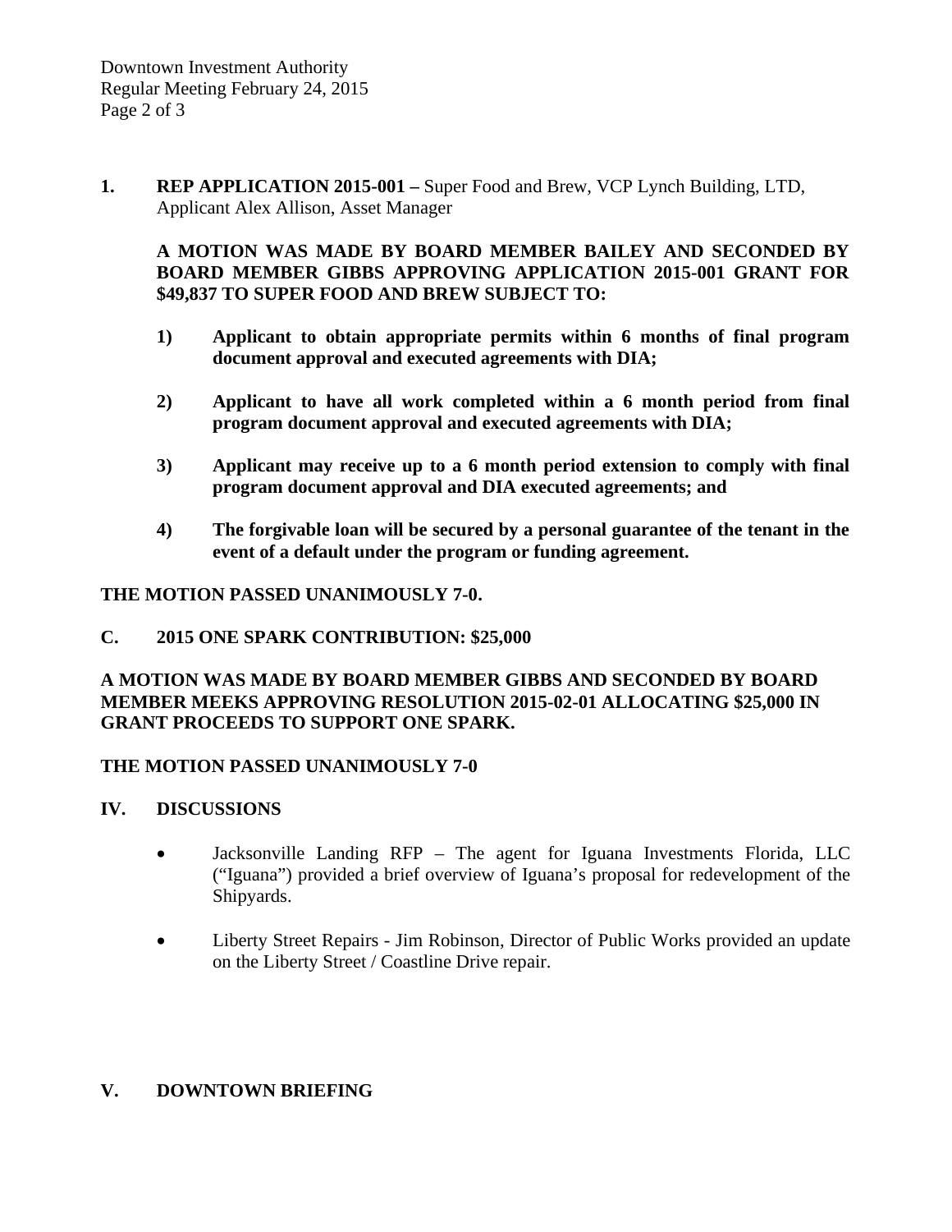**1. REP APPLICATION 2015-001 –** Super Food and Brew, VCP Lynch Building, LTD, Applicant Alex Allison, Asset Manager

**A MOTION WAS MADE BY BOARD MEMBER BAILEY AND SECONDED BY BOARD MEMBER GIBBS APPROVING APPLICATION 2015-001 GRANT FOR $49,837 TO SUPER FOOD AND BREW SUBJECT TO:**

**1) Applicant to obtain appropriate permits within 6 months of final program document approval and executed agreements with DIA;**

**2) Applicant to have all work completed within a 6 month period from final program document approval and executed agreements with DIA;**

**3) Applicant may receive up to a 6 month period extension to comply with final program document approval and DIA executed agreements; and**

**4) The forgivable loan will be secured by a personal guarantee of the tenant in the event of a default under the program or funding agreement.**

**THE MOTION PASSED UNANIMOUSLY 7-0.**

**C. 2015 ONE SPARK CONTRIBUTION: $25,000**

**A MOTION WAS MADE BY BOARD MEMBER GIBBS AND SECONDED BY BOARD MEMBER MEEKS APPROVING RESOLUTION 2015-02-01 ALLOCATING $25,000 IN GRANT PROCEEDS TO SUPPORT ONE SPARK.**

**THE MOTION PASSED UNANIMOUSLY 7-0**

## IV. DISCUSSIONS

- Jacksonville Landing RFP – The agent for Iguana Investments Florida, LLC ("Iguana") provided a brief overview of Iguana's proposal for redevelopment of the Shipyards.
- Liberty Street Repairs - Jim Robinson, Director of Public Works provided an update on the Liberty Street / Coastline Drive repair.

## V. DOWNTOWN BRIEFING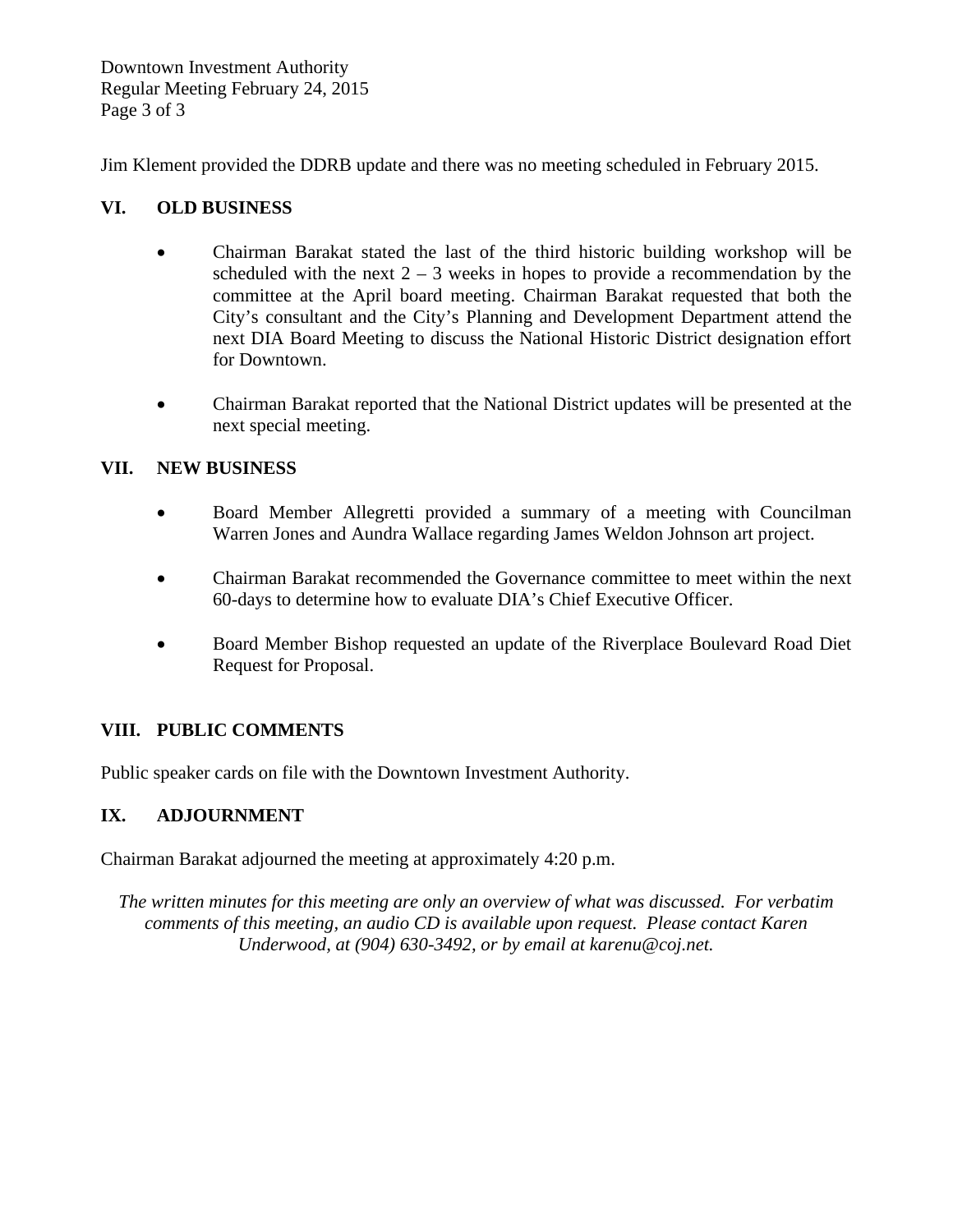Jim Klement provided the DDRB update and there was no meeting scheduled in February 2015.

## VI. OLD BUSINESS

- Chairman Barakat stated the last of the third historic building workshop will be scheduled with the next 2 – 3 weeks in hopes to provide a recommendation by the committee at the April board meeting. Chairman Barakat requested that both the City's consultant and the City's Planning and Development Department attend the next DIA Board Meeting to discuss the National Historic District designation effort for Downtown.

- Chairman Barakat reported that the National District updates will be presented at the next special meeting.

## VII. NEW BUSINESS

- Board Member Allegretti provided a summary of a meeting with Councilman Warren Jones and Aundra Wallace regarding James Weldon Johnson art project.

- Chairman Barakat recommended the Governance committee to meet within the next 60-days to determine how to evaluate DIA's Chief Executive Officer.

- Board Member Bishop requested an update of the Riverplace Boulevard Road Diet Request for Proposal.

## VIII. PUBLIC COMMENTS

Public speaker cards on file with the Downtown Investment Authority.

## IX. ADJOURNMENT

Chairman Barakat adjourned the meeting at approximately 4:20 p.m.

*The written minutes for this meeting are only an overview of what was discussed. For verbatim comments of this meeting, an audio CD is available upon request. Please contact Karen Underwood, at (904) 630-3492, or by email at karenu@coj.net.*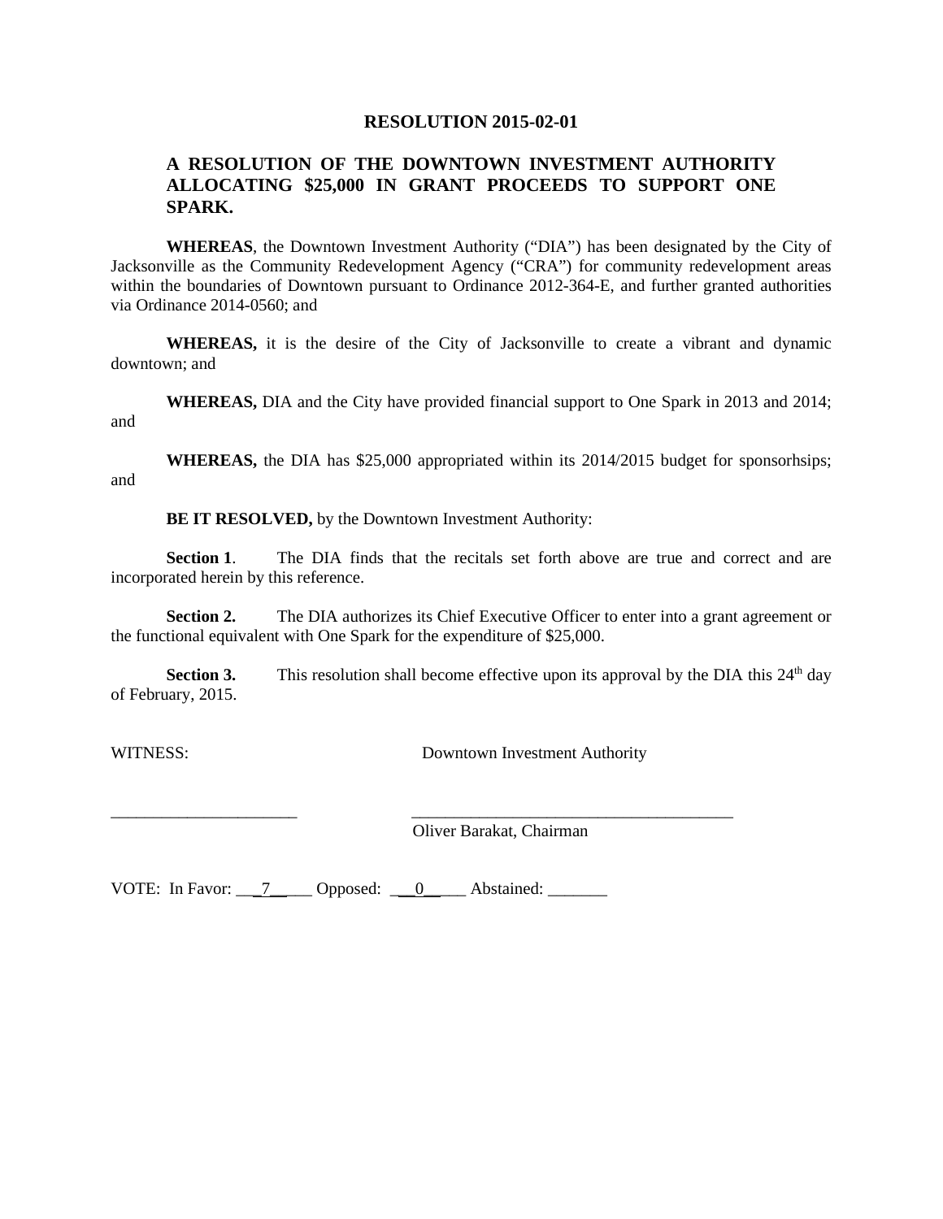# RESOLUTION 2015-02-01

## A RESOLUTION OF THE DOWNTOWN INVESTMENT AUTHORITY ALLOCATING $25,000 IN GRANT PROCEEDS TO SUPPORT ONE SPARK.

**WHEREAS**, the Downtown Investment Authority ("DIA") has been designated by the City of Jacksonville as the Community Redevelopment Agency ("CRA") for community redevelopment areas within the boundaries of Downtown pursuant to Ordinance 2012-364-E, and further granted authorities via Ordinance 2014-0560; and

**WHEREAS,** it is the desire of the City of Jacksonville to create a vibrant and dynamic downtown; and

**WHEREAS,** DIA and the City have provided financial support to One Spark in 2013 and 2014; and

**WHEREAS,** the DIA has $25,000 appropriated within its 2014/2015 budget for sponsorhsips; and

**BE IT RESOLVED,** by the Downtown Investment Authority:

**Section 1**. The DIA finds that the recitals set forth above are true and correct and are incorporated herein by this reference.

**Section 2.** The DIA authorizes its Chief Executive Officer to enter into a grant agreement or the functional equivalent with One Spark for the expenditure of $25,000.

**Section 3.** This resolution shall become effective upon its approval by the DIA this 24th day of February, 2015.

WITNESS: Downtown Investment Authority

______________________ ______________________________________
Oliver Barakat, Chairman

VOTE: In Favor: ___7____ Opposed: ___0____ Abstained: _______